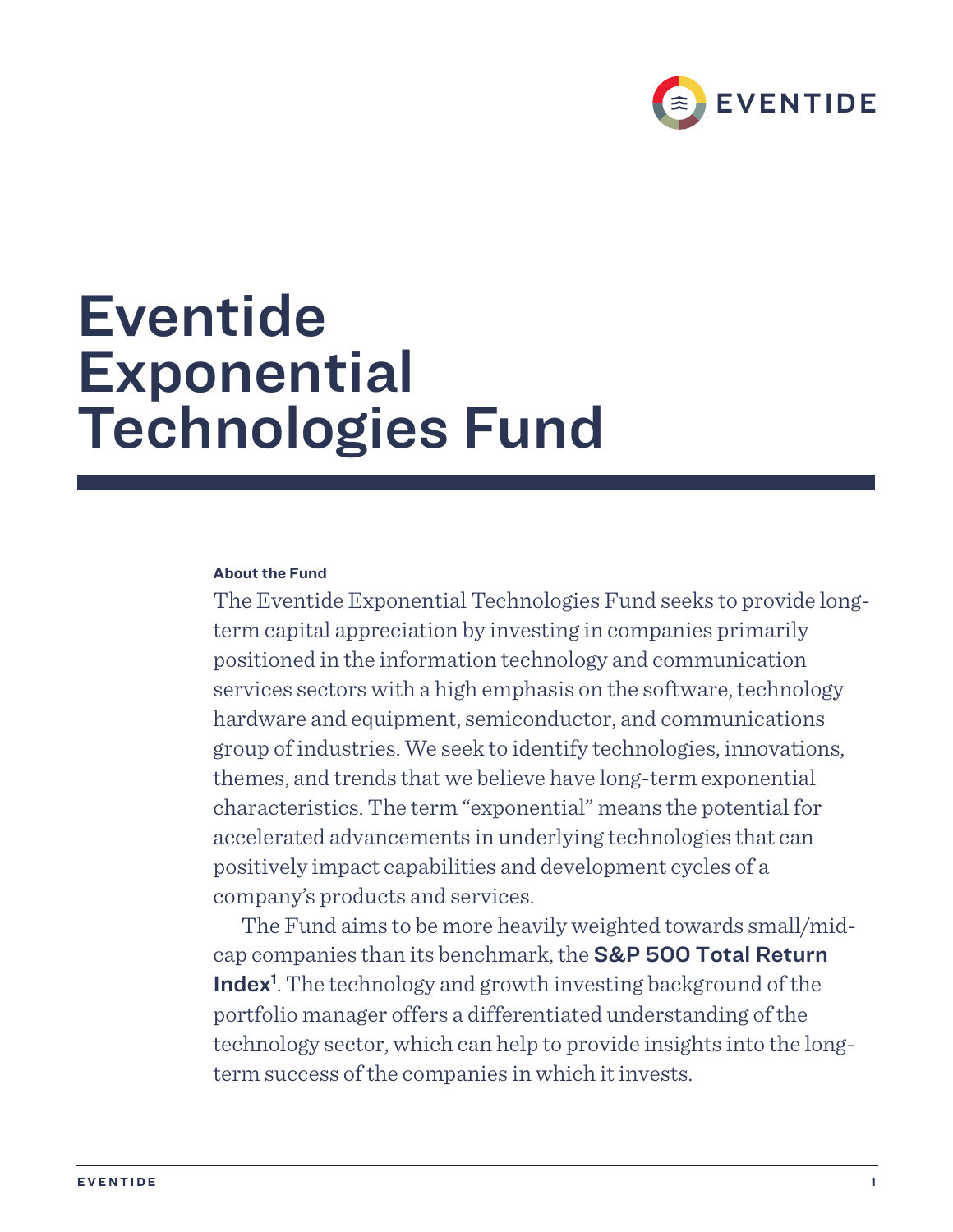# Eventide Exponential Technologies Fund

**About the Fund**

The Eventide Exponential Technologies Fund seeks to provide long-term capital appreciation by investing in companies primarily positioned in the information technology and communication services sectors with a high emphasis on the software, technology hardware and equipment, semiconductor, and communications group of industries. We seek to identify technologies, innovations, themes, and trends that we believe have long-term exponential characteristics. The term "exponential" means the potential for accelerated advancements in underlying technologies that can positively impact capabilities and development cycles of a company's products and services.

The Fund aims to be more heavily weighted towards small/mid-cap companies than its benchmark, the **S&P 500 Total Return Index**[1]. The technology and growth investing background of the portfolio manager offers a differentiated understanding of the technology sector, which can help to provide insights into the long-term success of the companies in which it invests.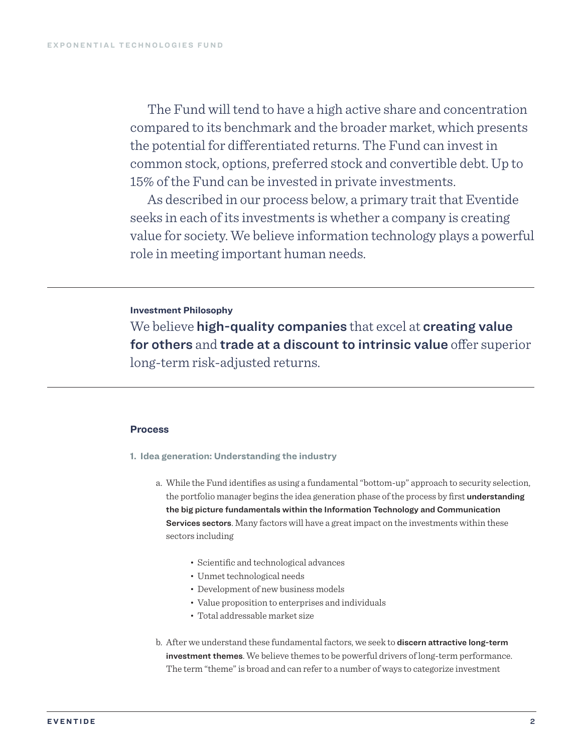The Fund will tend to have a high active share and concentration compared to its benchmark and the broader market, which presents the potential for differentiated returns. The Fund can invest in common stock, options, preferred stock and convertible debt. Up to 15% of the Fund can be invested in private investments.

As described in our process below, a primary trait that Eventide seeks in each of its investments is whether a company is creating value for society. We believe information technology plays a powerful role in meeting important human needs.

---

**Investment Philosophy**

We believe **high-quality companies** that excel at **creating value for others** and **trade at a discount to intrinsic value** offer superior long-term risk-adjusted returns.

---

### Process

**1. Idea generation: Understanding the industry**

a. While the Fund identifies as using a fundamental "bottom-up" approach to security selection, the portfolio manager begins the idea generation phase of the process by first **understanding the big picture fundamentals within the Information Technology and Communication Services sectors**. Many factors will have a great impact on the investments within these sectors including

- Scientific and technological advances
- Unmet technological needs
- Development of new business models
- Value proposition to enterprises and individuals
- Total addressable market size

b. After we understand these fundamental factors, we seek to **discern attractive long-term investment themes**. We believe themes to be powerful drivers of long-term performance. The term "theme" is broad and can refer to a number of ways to categorize investment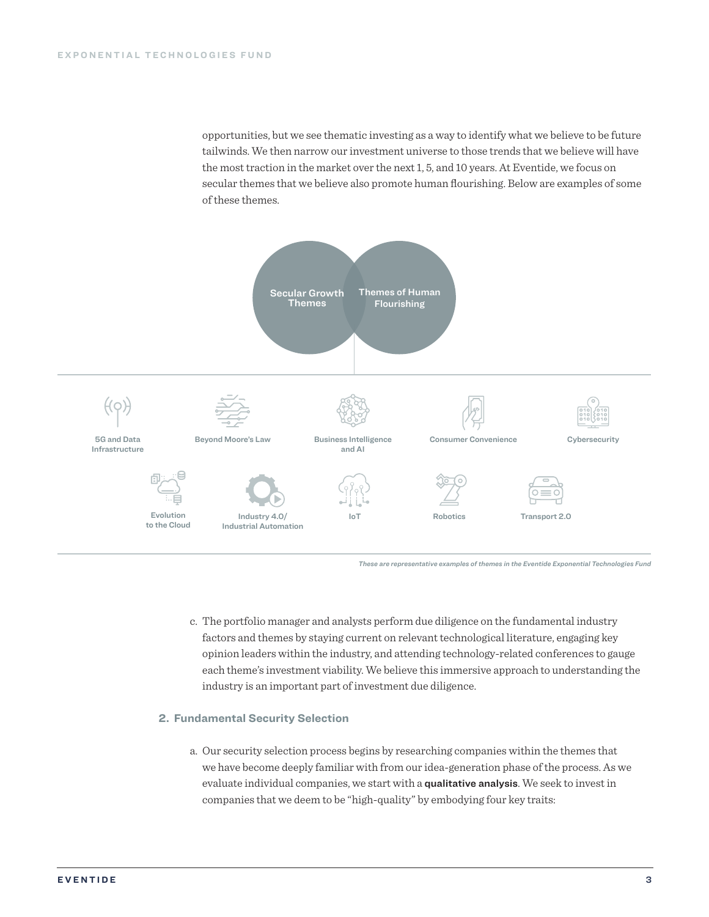opportunities, but we see thematic investing as a way to identify what we believe to be future tailwinds. We then narrow our investment universe to those trends that we believe will have the most traction in the market over the next 1, 5, and 10 years. At Eventide, we focus on secular themes that we believe also promote human flourishing. Below are examples of some of these themes.

Secular Growth Themes

Themes of Human Flourishing

5G and Data Infrastructure

Beyond Moore's Law

Business Intelligence and AI

Consumer Convenience

Cybersecurity

Evolution to the Cloud

Industry 4.0/ Industrial Automation

IoT

Robotics

Transport 2.0

*These are representative examples of themes in the Eventide Exponential Technologies Fund*

c. The portfolio manager and analysts perform due diligence on the fundamental industry factors and themes by staying current on relevant technological literature, engaging key opinion leaders within the industry, and attending technology-related conferences to gauge each theme's investment viability. We believe this immersive approach to understanding the industry is an important part of investment due diligence.

## 2. Fundamental Security Selection

a. Our security selection process begins by researching companies within the themes that we have become deeply familiar with from our idea-generation phase of the process. As we evaluate individual companies, we start with a **qualitative analysis**. We seek to invest in companies that we deem to be "high-quality" by embodying four key traits: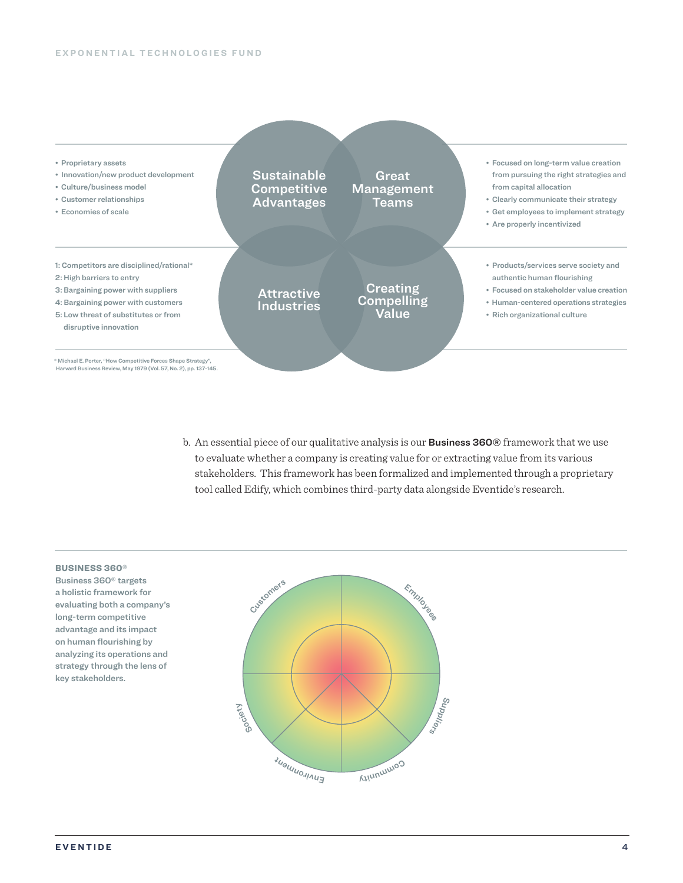**Sustainable Competitive Advantages**

- Proprietary assets
- Innovation/new product development
- Culture/business model
- Customer relationships
- Economies of scale

**Great Management Teams**

- Focused on long-term value creation from pursuing the right strategies and from capital allocation
- Clearly communicate their strategy
- Get employees to implement strategy
- Are properly incentivized

**Attractive Industries**

1: Competitors are disciplined/rational*
2: High barriers to entry
3: Bargaining power with suppliers
4: Bargaining power with customers
5: Low threat of substitutes or from disruptive innovation

**Creating Compelling Value**

- Products/services serve society and authentic human flourishing
- Focused on stakeholder value creation
- Human-centered operations strategies
- Rich organizational culture

\* Michael E. Porter, "How Competitive Forces Shape Strategy", Harvard Business Review, May 1979 (Vol. 57, No. 2), pp. 137-145.

b. An essential piece of our qualitative analysis is our **Business 360®** framework that we use to evaluate whether a company is creating value for or extracting value from its various stakeholders. This framework has been formalized and implemented through a proprietary tool called Edify, which combines third-party data alongside Eventide's research.

**BUSINESS 360®**

Business 360® targets a holistic framework for evaluating both a company's long-term competitive advantage and its impact on human flourishing by analyzing its operations and strategy through the lens of key stakeholders.

Customers | Employees | Suppliers | Community | Environment | Society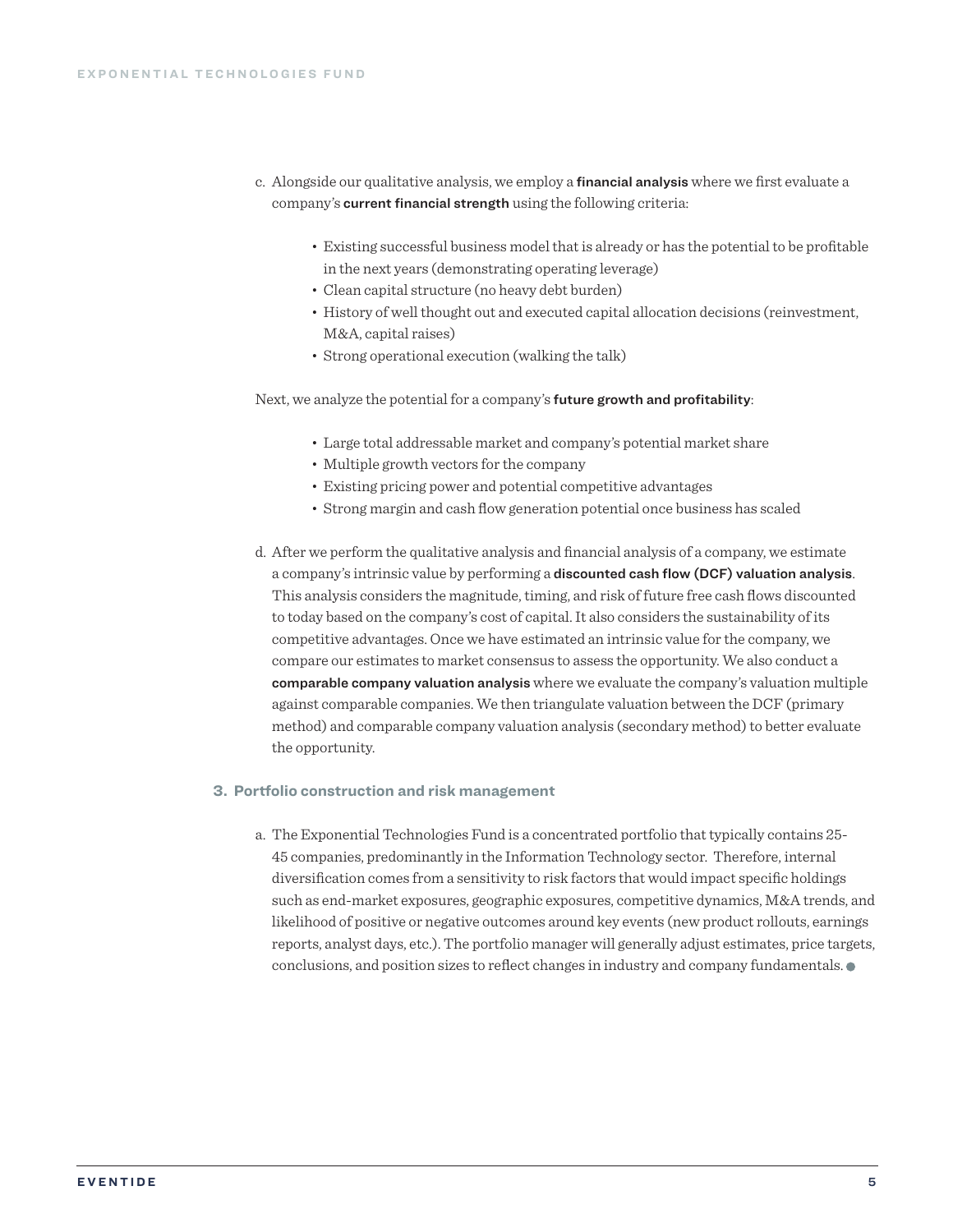c. Alongside our qualitative analysis, we employ a **financial analysis** where we first evaluate a company's **current financial strength** using the following criteria:

- Existing successful business model that is already or has the potential to be profitable in the next years (demonstrating operating leverage)
- Clean capital structure (no heavy debt burden)
- History of well thought out and executed capital allocation decisions (reinvestment, M&A, capital raises)
- Strong operational execution (walking the talk)

Next, we analyze the potential for a company's **future growth and profitability**:

- Large total addressable market and company's potential market share
- Multiple growth vectors for the company
- Existing pricing power and potential competitive advantages
- Strong margin and cash flow generation potential once business has scaled

d. After we perform the qualitative analysis and financial analysis of a company, we estimate a company's intrinsic value by performing a **discounted cash flow (DCF) valuation analysis**. This analysis considers the magnitude, timing, and risk of future free cash flows discounted to today based on the company's cost of capital. It also considers the sustainability of its competitive advantages. Once we have estimated an intrinsic value for the company, we compare our estimates to market consensus to assess the opportunity. We also conduct a **comparable company valuation analysis** where we evaluate the company's valuation multiple against comparable companies. We then triangulate valuation between the DCF (primary method) and comparable company valuation analysis (secondary method) to better evaluate the opportunity.

### 3. Portfolio construction and risk management

a. The Exponential Technologies Fund is a concentrated portfolio that typically contains 25-45 companies, predominantly in the Information Technology sector. Therefore, internal diversification comes from a sensitivity to risk factors that would impact specific holdings such as end-market exposures, geographic exposures, competitive dynamics, M&A trends, and likelihood of positive or negative outcomes around key events (new product rollouts, earnings reports, analyst days, etc.). The portfolio manager will generally adjust estimates, price targets, conclusions, and position sizes to reflect changes in industry and company fundamentals.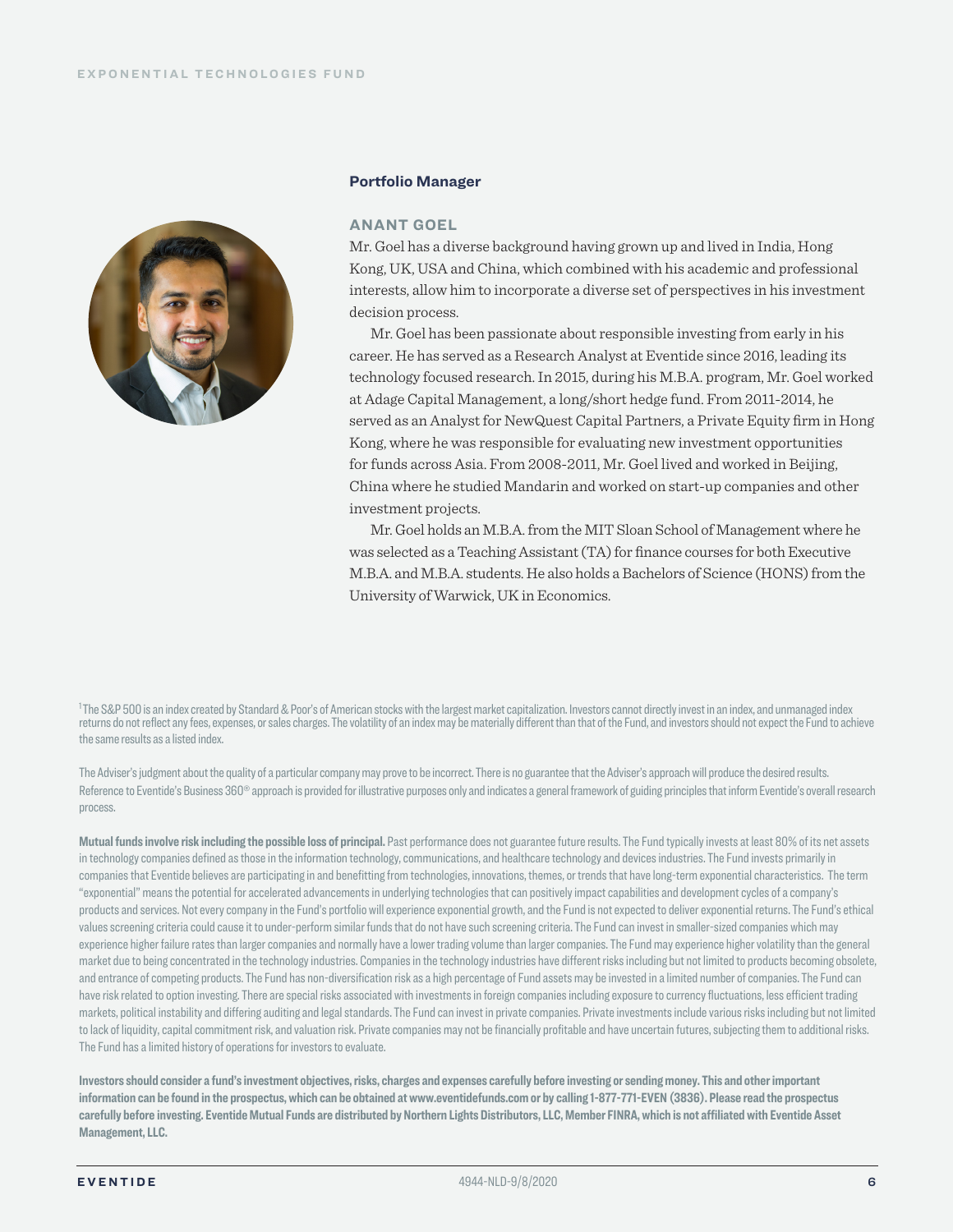## Portfolio Manager

### ANANT GOEL

Mr. Goel has a diverse background having grown up and lived in India, Hong Kong, UK, USA and China, which combined with his academic and professional interests, allow him to incorporate a diverse set of perspectives in his investment decision process.

Mr. Goel has been passionate about responsible investing from early in his career. He has served as a Research Analyst at Eventide since 2016, leading its technology focused research. In 2015, during his M.B.A. program, Mr. Goel worked at Adage Capital Management, a long/short hedge fund. From 2011-2014, he served as an Analyst for NewQuest Capital Partners, a Private Equity firm in Hong Kong, where he was responsible for evaluating new investment opportunities for funds across Asia. From 2008-2011, Mr. Goel lived and worked in Beijing, China where he studied Mandarin and worked on start-up companies and other investment projects.

Mr. Goel holds an M.B.A. from the MIT Sloan School of Management where he was selected as a Teaching Assistant (TA) for finance courses for both Executive M.B.A. and M.B.A. students. He also holds a Bachelors of Science (HONS) from the University of Warwick, UK in Economics.

[1] The S&P 500 is an index created by Standard & Poor's of American stocks with the largest market capitalization. Investors cannot directly invest in an index, and unmanaged index returns do not reflect any fees, expenses, or sales charges. The volatility of an index may be materially different than that of the Fund, and investors should not expect the Fund to achieve the same results as a listed index.

The Adviser's judgment about the quality of a particular company may prove to be incorrect. There is no guarantee that the Adviser's approach will produce the desired results. Reference to Eventide's Business 360® approach is provided for illustrative purposes only and indicates a general framework of guiding principles that inform Eventide's overall research process.

**Mutual funds involve risk including the possible loss of principal.** Past performance does not guarantee future results. The Fund typically invests at least 80% of its net assets in technology companies defined as those in the information technology, communications, and healthcare technology and devices industries. The Fund invests primarily in companies that Eventide believes are participating in and benefitting from technologies, innovations, themes, or trends that have long-term exponential characteristics. The term "exponential" means the potential for accelerated advancements in underlying technologies that can positively impact capabilities and development cycles of a company's products and services. Not every company in the Fund's portfolio will experience exponential growth, and the Fund is not expected to deliver exponential returns. The Fund's ethical values screening criteria could cause it to under-perform similar funds that do not have such screening criteria. The Fund can invest in smaller-sized companies which may experience higher failure rates than larger companies and normally have a lower trading volume than larger companies. The Fund may experience higher volatility than the general market due to being concentrated in the technology industries. Companies in the technology industries have different risks including but not limited to products becoming obsolete, and entrance of competing products. The Fund has non-diversification risk as a high percentage of Fund assets may be invested in a limited number of companies. The Fund can have risk related to option investing. There are special risks associated with investments in foreign companies including exposure to currency fluctuations, less efficient trading markets, political instability and differing auditing and legal standards. The Fund can invest in private companies. Private investments include various risks including but not limited to lack of liquidity, capital commitment risk, and valuation risk. Private companies may not be financially profitable and have uncertain futures, subjecting them to additional risks. The Fund has a limited history of operations for investors to evaluate.

**Investors should consider a fund's investment objectives, risks, charges and expenses carefully before investing or sending money. This and other important information can be found in the prospectus, which can be obtained at www.eventidefunds.com or by calling 1-877-771-EVEN (3836). Please read the prospectus carefully before investing. Eventide Mutual Funds are distributed by Northern Lights Distributors, LLC, Member FINRA, which is not affiliated with Eventide Asset Management, LLC.**

4944-NLD-9/8/2020